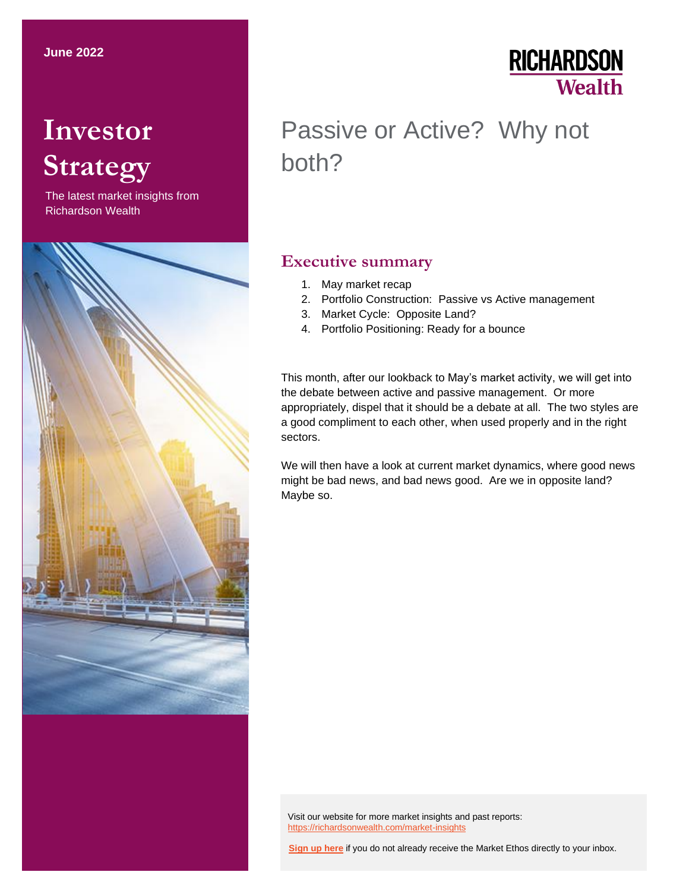June 2022

# Investor Strategy

The latest market insights from Richardson Wealth

RICHARDSON Wealth

# Passive or Active? Why not both?

## Executive summary

1. May market recap
2. Portfolio Construction: Passive vs Active management
3. Market Cycle: Opposite Land?
4. Portfolio Positioning: Ready for a bounce

This month, after our lookback to May's market activity, we will get into the debate between active and passive management. Or more appropriately, dispel that it should be a debate at all. The two styles are a good compliment to each other, when used properly and in the right sectors.

We will then have a look at current market dynamics, where good news might be bad news, and bad news good. Are we in opposite land? Maybe so.

Visit our website for more market insights and past reports: https://richardsonwealth.com/market-insights

**Sign up here** if you do not already receive the Market Ethos directly to your inbox.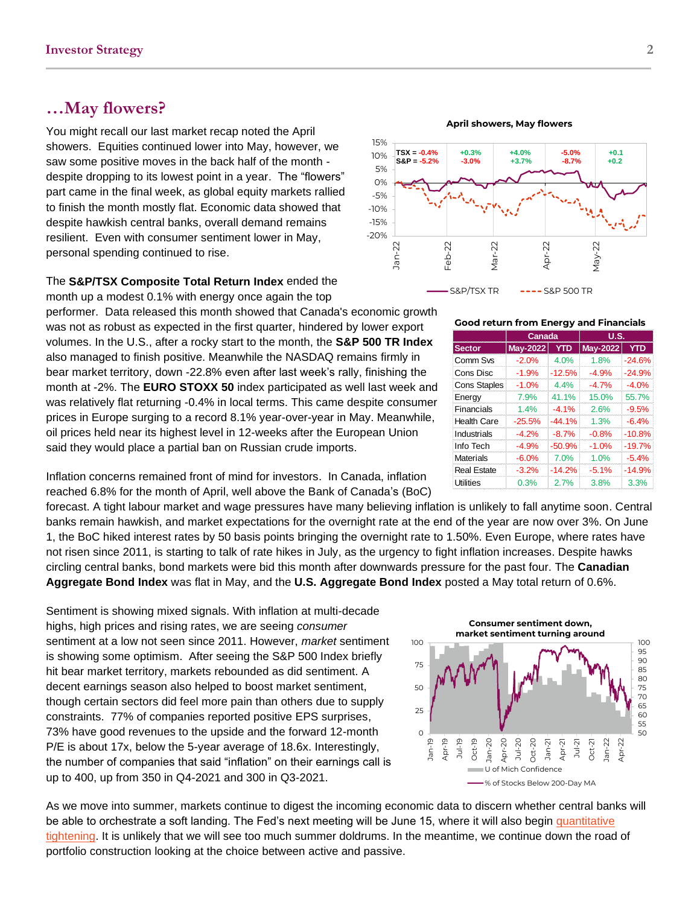## …May flowers?

You might recall our last market recap noted the April showers. Equities continued lower into May, however, we saw some positive moves in the back half of the month - despite dropping to its lowest point in a year. The "flowers" part came in the final week, as global equity markets rallied to finish the month mostly flat. Economic data showed that despite hawkish central banks, overall demand remains resilient. Even with consumer sentiment lower in May, personal spending continued to rise.

The **S&P/TSX Composite Total Return Index** ended the month up a modest 0.1% with energy once again the top performer. Data released this month showed that Canada's economic growth was not as robust as expected in the first quarter, hindered by lower export volumes. In the U.S., after a rocky start to the month, the **S&P 500 TR Index** also managed to finish positive. Meanwhile the NASDAQ remains firmly in bear market territory, down -22.8% even after last week's rally, finishing the month at -2%. The **EURO STOXX 50** index participated as well last week and was relatively flat returning -0.4% in local terms. This came despite consumer prices in Europe surging to a record 8.1% year-over-year in May. Meanwhile, oil prices held near its highest level in 12-weeks after the European Union said they would place a partial ban on Russian crude imports.

**Good return from Energy and Financials**

| | Canada | | U.S. | |
|---|---|---|---|---|
| Sector | May-2022 | YTD | May-2022 | YTD |
| Comm Svs | -2.0% | 4.0% | 1.8% | -24.6% |
| Cons Disc | -1.9% | -12.5% | -4.9% | -24.9% |
| Cons Staples | -1.0% | 4.4% | -4.7% | -4.0% |
| Energy | 7.9% | 41.1% | 15.0% | 55.7% |
| Financials | 1.4% | -4.1% | 2.6% | -9.5% |
| Health Care | -25.5% | -44.1% | 1.3% | -6.4% |
| Industrials | -4.2% | -8.7% | -0.8% | -10.8% |
| Info Tech | -4.9% | -50.9% | -1.0% | -19.7% |
| Materials | -6.0% | 7.0% | 1.0% | -5.4% |
| Real Estate | -3.2% | -14.2% | -5.1% | -14.9% |
| Utilities | 0.3% | 2.7% | 3.8% | 3.3% |

Inflation concerns remained front of mind for investors. In Canada, inflation reached 6.8% for the month of April, well above the Bank of Canada's (BoC) forecast. A tight labour market and wage pressures have many believing inflation is unlikely to fall anytime soon. Central banks remain hawkish, and market expectations for the overnight rate at the end of the year are now over 3%. On June 1, the BoC hiked interest rates by 50 basis points bringing the overnight rate to 1.50%. Even Europe, where rates have not risen since 2011, is starting to talk of rate hikes in July, as the urgency to fight inflation increases. Despite hawks circling central banks, bond markets were bid this month after downwards pressure for the past four. The **Canadian Aggregate Bond Index** was flat in May, and the **U.S. Aggregate Bond Index** posted a May total return of 0.6%.

Sentiment is showing mixed signals. With inflation at multi-decade highs, high prices and rising rates, we are seeing *consumer* sentiment at a low not seen since 2011. However, *market* sentiment is showing some optimism. After seeing the S&P 500 Index briefly hit bear market territory, markets rebounded as did sentiment. A decent earnings season also helped to boost market sentiment, though certain sectors did feel more pain than others due to supply constraints. 77% of companies reported positive EPS surprises, 73% have good revenues to the upside and the forward 12-month P/E is about 17x, below the 5-year average of 18.6x. Interestingly, the number of companies that said "inflation" on their earnings call is up to 400, up from 350 in Q4-2021 and 300 in Q3-2021.

As we move into summer, markets continue to digest the incoming economic data to discern whether central banks will be able to orchestrate a soft landing. The Fed's next meeting will be June 15, where it will also begin quantitative tightening. It is unlikely that we will see too much summer doldrums. In the meantime, we continue down the road of portfolio construction looking at the choice between active and passive.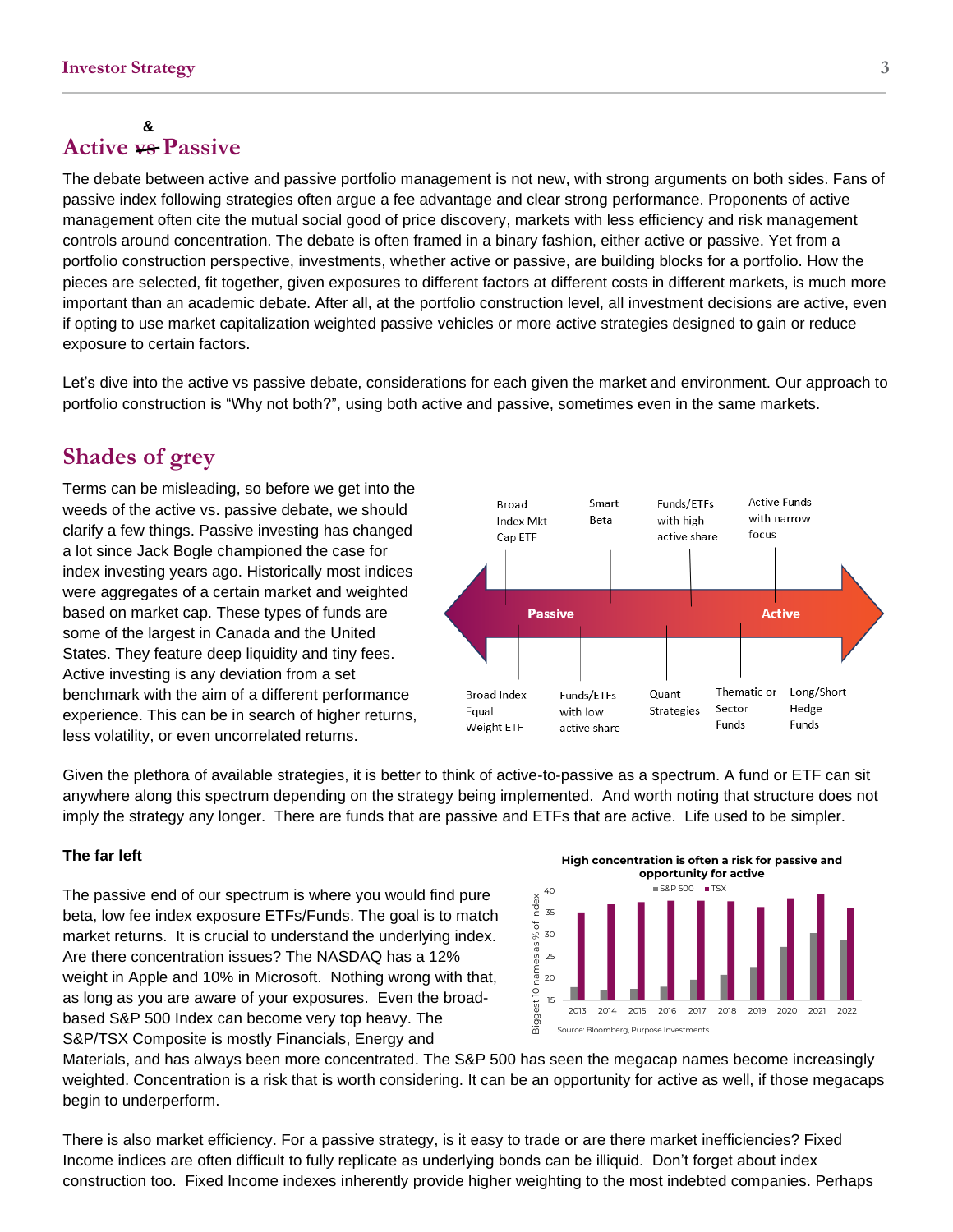## Active & Passive

The debate between active and passive portfolio management is not new, with strong arguments on both sides. Fans of passive index following strategies often argue a fee advantage and clear strong performance. Proponents of active management often cite the mutual social good of price discovery, markets with less efficiency and risk management controls around concentration. The debate is often framed in a binary fashion, either active or passive. Yet from a portfolio construction perspective, investments, whether active or passive, are building blocks for a portfolio. How the pieces are selected, fit together, given exposures to different factors at different costs in different markets, is much more important than an academic debate. After all, at the portfolio construction level, all investment decisions are active, even if opting to use market capitalization weighted passive vehicles or more active strategies designed to gain or reduce exposure to certain factors.

Let's dive into the active vs passive debate, considerations for each given the market and environment. Our approach to portfolio construction is "Why not both?", using both active and passive, sometimes even in the same markets.

## Shades of grey

Terms can be misleading, so before we get into the weeds of the active vs. passive debate, we should clarify a few things. Passive investing has changed a lot since Jack Bogle championed the case for index investing years ago. Historically most indices were aggregates of a certain market and weighted based on market cap. These types of funds are some of the largest in Canada and the United States. They feature deep liquidity and tiny fees. Active investing is any deviation from a set benchmark with the aim of a different performance experience. This can be in search of higher returns, less volatility, or even uncorrelated returns.

Passive ← → Active

Above (left to right): Broad Index Mkt Cap ETF; Smart Beta; Funds/ETFs with high active share; Active Funds with narrow focus

Below (left to right): Broad Index Equal Weight ETF; Funds/ETFs with low active share; Quant Strategies; Thematic or Sector Funds; Long/Short Hedge Funds

Given the plethora of available strategies, it is better to think of active-to-passive as a spectrum. A fund or ETF can sit anywhere along this spectrum depending on the strategy being implemented. And worth noting that structure does not imply the strategy any longer. There are funds that are passive and ETFs that are active. Life used to be simpler.

**The far left**

The passive end of our spectrum is where you would find pure beta, low fee index exposure ETFs/Funds. The goal is to match market returns. It is crucial to understand the underlying index. Are there concentration issues? The NASDAQ has a 12% weight in Apple and 10% in Microsoft. Nothing wrong with that, as long as you are aware of your exposures. Even the broad-based S&P 500 Index can become very top heavy. The S&P/TSX Composite is mostly Financials, Energy and Materials, and has always been more concentrated. The S&P 500 has seen the megacap names become increasingly weighted. Concentration is a risk that is worth considering. It can be an opportunity for active as well, if those megacaps begin to underperform.

**High concentration is often a risk for passive and opportunity for active**

Chart: Biggest 10 names as % of index, S&P 500 vs TSX, 2013–2022

Source: Bloomberg, Purpose Investments

There is also market efficiency. For a passive strategy, is it easy to trade or are there market inefficiencies? Fixed Income indices are often difficult to fully replicate as underlying bonds can be illiquid. Don't forget about index construction too. Fixed Income indexes inherently provide higher weighting to the most indebted companies. Perhaps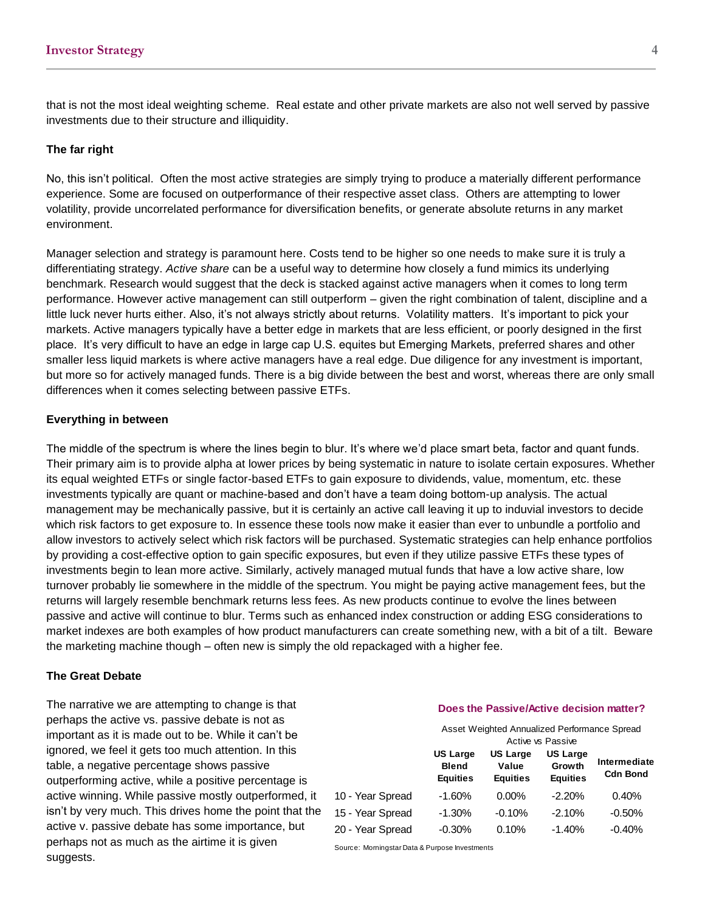that is not the most ideal weighting scheme. Real estate and other private markets are also not well served by passive investments due to their structure and illiquidity.

### The far right

No, this isn't political. Often the most active strategies are simply trying to produce a materially different performance experience. Some are focused on outperformance of their respective asset class. Others are attempting to lower volatility, provide uncorrelated performance for diversification benefits, or generate absolute returns in any market environment.

Manager selection and strategy is paramount here. Costs tend to be higher so one needs to make sure it is truly a differentiating strategy. *Active share* can be a useful way to determine how closely a fund mimics its underlying benchmark. Research would suggest that the deck is stacked against active managers when it comes to long term performance. However active management can still outperform – given the right combination of talent, discipline and a little luck never hurts either. Also, it's not always strictly about returns. Volatility matters. It's important to pick your markets. Active managers typically have a better edge in markets that are less efficient, or poorly designed in the first place. It's very difficult to have an edge in large cap U.S. equites but Emerging Markets, preferred shares and other smaller less liquid markets is where active managers have a real edge. Due diligence for any investment is important, but more so for actively managed funds. There is a big divide between the best and worst, whereas there are only small differences when it comes selecting between passive ETFs.

### Everything in between

The middle of the spectrum is where the lines begin to blur. It's where we'd place smart beta, factor and quant funds. Their primary aim is to provide alpha at lower prices by being systematic in nature to isolate certain exposures. Whether its equal weighted ETFs or single factor-based ETFs to gain exposure to dividends, value, momentum, etc. these investments typically are quant or machine-based and don't have a team doing bottom-up analysis. The actual management may be mechanically passive, but it is certainly an active call leaving it up to induvial investors to decide which risk factors to get exposure to. In essence these tools now make it easier than ever to unbundle a portfolio and allow investors to actively select which risk factors will be purchased. Systematic strategies can help enhance portfolios by providing a cost-effective option to gain specific exposures, but even if they utilize passive ETFs these types of investments begin to lean more active. Similarly, actively managed mutual funds that have a low active share, low turnover probably lie somewhere in the middle of the spectrum. You might be paying active management fees, but the returns will largely resemble benchmark returns less fees. As new products continue to evolve the lines between passive and active will continue to blur. Terms such as enhanced index construction or adding ESG considerations to market indexes are both examples of how product manufacturers can create something new, with a bit of a tilt. Beware the marketing machine though – often new is simply the old repackaged with a higher fee.

### The Great Debate

The narrative we are attempting to change is that perhaps the active vs. passive debate is not as important as it is made out to be. While it can't be ignored, we feel it gets too much attention. In this table, a negative percentage shows passive outperforming active, while a positive percentage is active winning. While passive mostly outperformed, it isn't by very much. This drives home the point that the active v. passive debate has some importance, but perhaps not as much as the airtime it is given suggests.

**Does the Passive/Active decision matter?**

Asset Weighted Annualized Performance Spread Active vs Passive

| | US Large Blend Equities | US Large Value Equities | US Large Growth Equities | Intermediate Cdn Bond |
|---|---|---|---|---|
| 10 - Year Spread | -1.60% | 0.00% | -2.20% | 0.40% |
| 15 - Year Spread | -1.30% | -0.10% | -2.10% | -0.50% |
| 20 - Year Spread | -0.30% | 0.10% | -1.40% | -0.40% |

Source: Morningstar Data & Purpose Investments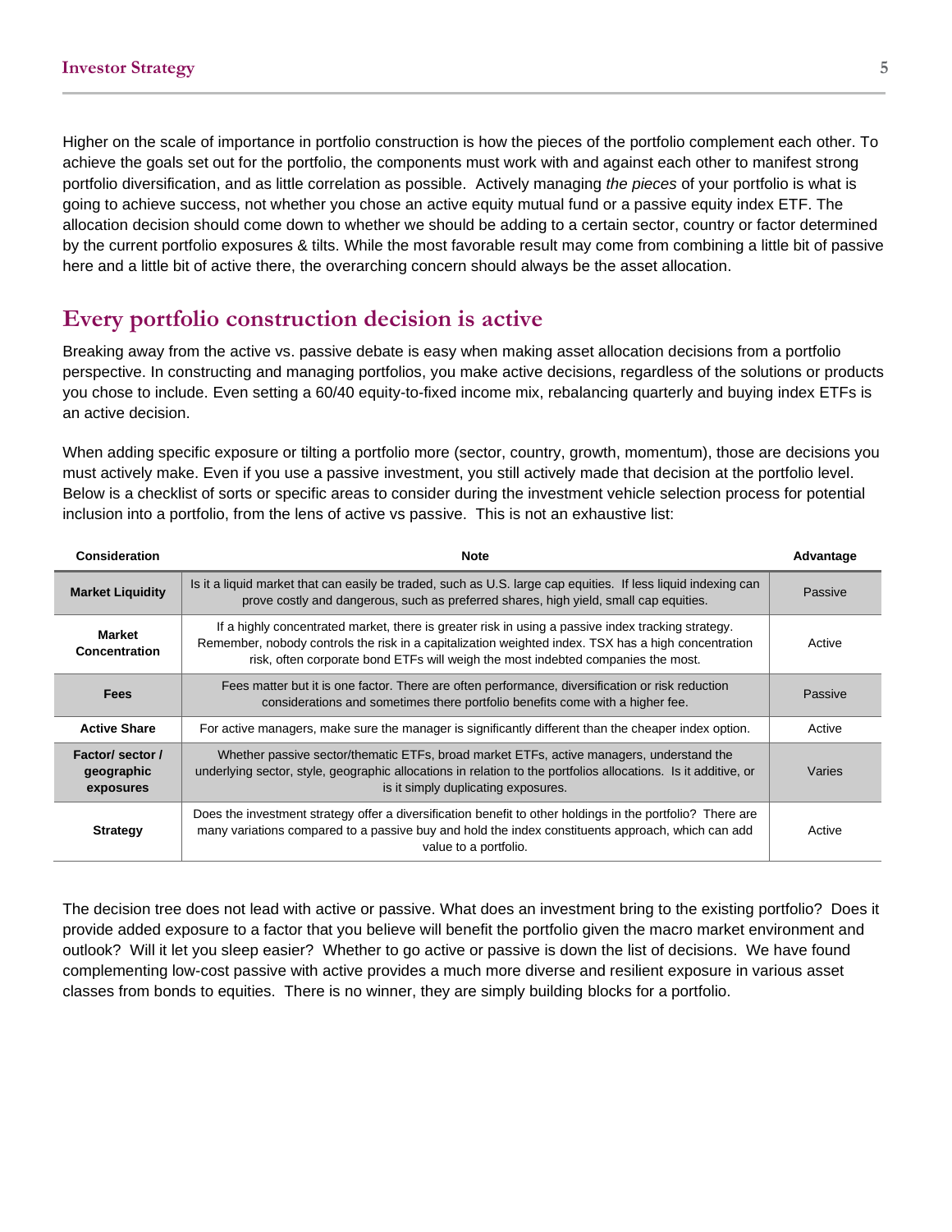Higher on the scale of importance in portfolio construction is how the pieces of the portfolio complement each other. To achieve the goals set out for the portfolio, the components must work with and against each other to manifest strong portfolio diversification, and as little correlation as possible. Actively managing *the pieces* of your portfolio is what is going to achieve success, not whether you chose an active equity mutual fund or a passive equity index ETF. The allocation decision should come down to whether we should be adding to a certain sector, country or factor determined by the current portfolio exposures & tilts. While the most favorable result may come from combining a little bit of passive here and a little bit of active there, the overarching concern should always be the asset allocation.

## Every portfolio construction decision is active

Breaking away from the active vs. passive debate is easy when making asset allocation decisions from a portfolio perspective. In constructing and managing portfolios, you make active decisions, regardless of the solutions or products you chose to include. Even setting a 60/40 equity-to-fixed income mix, rebalancing quarterly and buying index ETFs is an active decision.

When adding specific exposure or tilting a portfolio more (sector, country, growth, momentum), those are decisions you must actively make. Even if you use a passive investment, you still actively made that decision at the portfolio level. Below is a checklist of sorts or specific areas to consider during the investment vehicle selection process for potential inclusion into a portfolio, from the lens of active vs passive. This is not an exhaustive list:

| Consideration | Note | Advantage |
|---|---|---|
| **Market Liquidity** | Is it a liquid market that can easily be traded, such as U.S. large cap equities. If less liquid indexing can prove costly and dangerous, such as preferred shares, high yield, small cap equities. | Passive |
| **Market Concentration** | If a highly concentrated market, there is greater risk in using a passive index tracking strategy. Remember, nobody controls the risk in a capitalization weighted index. TSX has a high concentration risk, often corporate bond ETFs will weigh the most indebted companies the most. | Active |
| **Fees** | Fees matter but it is one factor. There are often performance, diversification or risk reduction considerations and sometimes there portfolio benefits come with a higher fee. | Passive |
| **Active Share** | For active managers, make sure the manager is significantly different than the cheaper index option. | Active |
| **Factor/ sector / geographic exposures** | Whether passive sector/thematic ETFs, broad market ETFs, active managers, understand the underlying sector, style, geographic allocations in relation to the portfolios allocations. Is it additive, or is it simply duplicating exposures. | Varies |
| **Strategy** | Does the investment strategy offer a diversification benefit to other holdings in the portfolio? There are many variations compared to a passive buy and hold the index constituents approach, which can add value to a portfolio. | Active |

The decision tree does not lead with active or passive. What does an investment bring to the existing portfolio? Does it provide added exposure to a factor that you believe will benefit the portfolio given the macro market environment and outlook? Will it let you sleep easier? Whether to go active or passive is down the list of decisions. We have found complementing low-cost passive with active provides a much more diverse and resilient exposure in various asset classes from bonds to equities. There is no winner, they are simply building blocks for a portfolio.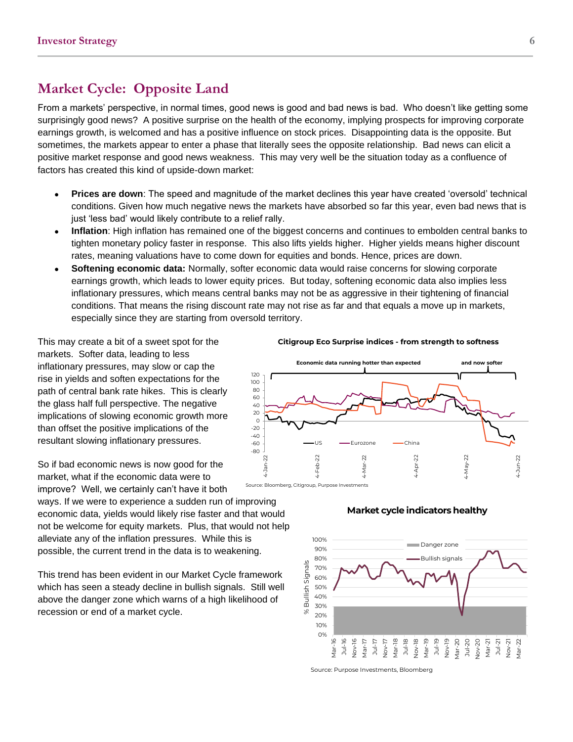## Market Cycle: Opposite Land

From a markets' perspective, in normal times, good news is good and bad news is bad. Who doesn't like getting some surprisingly good news? A positive surprise on the health of the economy, implying prospects for improving corporate earnings growth, is welcomed and has a positive influence on stock prices. Disappointing data is the opposite. But sometimes, the markets appear to enter a phase that literally sees the opposite relationship. Bad news can elicit a positive market response and good news weakness. This may very well be the situation today as a confluence of factors has created this kind of upside-down market:

- **Prices are down**: The speed and magnitude of the market declines this year have created 'oversold' technical conditions. Given how much negative news the markets have absorbed so far this year, even bad news that is just 'less bad' would likely contribute to a relief rally.
- **Inflation**: High inflation has remained one of the biggest concerns and continues to embolden central banks to tighten monetary policy faster in response. This also lifts yields higher. Higher yields means higher discount rates, meaning valuations have to come down for equities and bonds. Hence, prices are down.
- **Softening economic data:** Normally, softer economic data would raise concerns for slowing corporate earnings growth, which leads to lower equity prices. But today, softening economic data also implies less inflationary pressures, which means central banks may not be as aggressive in their tightening of financial conditions. That means the rising discount rate may not rise as far and that equals a move up in markets, especially since they are starting from oversold territory.

This may create a bit of a sweet spot for the markets. Softer data, leading to less inflationary pressures, may slow or cap the rise in yields and soften expectations for the path of central bank rate hikes. This is clearly the glass half full perspective. The negative implications of slowing economic growth more than offset the positive implications of the resultant slowing inflationary pressures.

So if bad economic news is now good for the market, what if the economic data were to improve? Well, we certainly can't have it both ways. If we were to experience a sudden run of improving economic data, yields would likely rise faster and that would not be welcome for equity markets. Plus, that would not help alleviate any of the inflation pressures. While this is possible, the current trend in the data is to weakening.

This trend has been evident in our Market Cycle framework which has seen a steady decline in bullish signals. Still well above the danger zone which warns of a high likelihood of recession or end of a market cycle.

**Citigroup Eco Surprise indices - from strength to softness**

Source: Bloomberg, Citigroup, Purpose Investments

**Market cycle indicators healthy**

Source: Purpose Investments, Bloomberg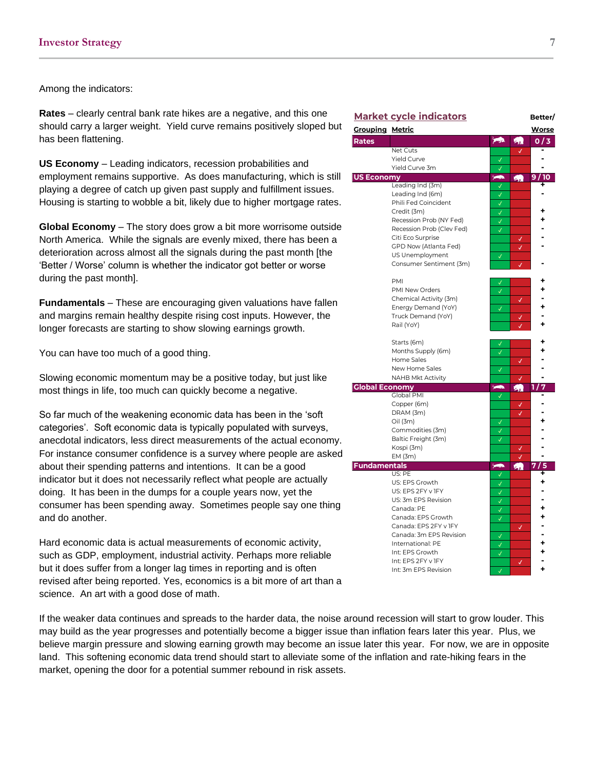Among the indicators:

**Rates** – clearly central bank rate hikes are a negative, and this one should carry a larger weight. Yield curve remains positively sloped but has been flattening.

**US Economy** – Leading indicators, recession probabilities and employment remains supportive. As does manufacturing, which is still playing a degree of catch up given past supply and fulfillment issues. Housing is starting to wobble a bit, likely due to higher mortgage rates.

**Global Economy** – The story does grow a bit more worrisome outside North America. While the signals are evenly mixed, there has been a deterioration across almost all the signals during the past month [the 'Better / Worse' column is whether the indicator got better or worse during the past month].

**Fundamentals** – These are encouraging given valuations have fallen and margins remain healthy despite rising cost inputs. However, the longer forecasts are starting to show slowing earnings growth.

You can have too much of a good thing.

Slowing economic momentum may be a positive today, but just like most things in life, too much can quickly become a negative.

So far much of the weakening economic data has been in the 'soft categories'. Soft economic data is typically populated with surveys, anecdotal indicators, less direct measurements of the actual economy. For instance consumer confidence is a survey where people are asked about their spending patterns and intentions. It can be a good indicator but it does not necessarily reflect what people are actually doing. It has been in the dumps for a couple years now, yet the consumer has been spending away. Sometimes people say one thing and do another.

Hard economic data is actual measurements of economic activity, such as GDP, employment, industrial activity. Perhaps more reliable but it does suffer from a longer lag times in reporting and is often revised after being reported. Yes, economics is a bit more of art than a science. An art with a good dose of math.

**Market cycle indicators**

| Grouping | Metric | Bull | Bear | Better/ Worse |
|---|---|---|---|---|
| **Rates** | | | | **0 / 3** |
| | Net Cuts | | ✓ | - |
| | Yield Curve | ✓ | | - |
| | Yield Curve 3m | ✓ | | - |
| **US Economy** | | | | **9 / 10** |
| | Leading Ind (3m) | ✓ | | + |
| | Leading Ind (6m) | ✓ | | - |
| | Phili Fed Coincident | ✓ | | |
| | Credit (3m) | ✓ | | + |
| | Recession Prob (NY Fed) | ✓ | | + |
| | Recession Prob (Clev Fed) | ✓ | | - |
| | Citi Eco Surprise | | ✓ | - |
| | GPD Now (Atlanta Fed) | | ✓ | - |
| | US Unemployment | ✓ | | |
| | Consumer Sentiment (3m) | | ✓ | - |
| | PMI | ✓ | | + |
| | PMI New Orders | ✓ | | + |
| | Chemical Activity (3m) | | ✓ | - |
| | Energy Demand (YoY) | ✓ | | + |
| | Truck Demand (YoY) | | ✓ | - |
| | Rail (YoY) | | ✓ | + |
| | Starts (6m) | ✓ | | + |
| | Months Supply (6m) | ✓ | | + |
| | Home Sales | | ✓ | - |
| | New Home Sales | ✓ | | - |
| | NAHB Mkt Activity | | ✓ | - |
| **Global Economy** | | | | **1 / 7** |
| | Global PMI | ✓ | | - |
| | Copper (6m) | | ✓ | - |
| | DRAM (3m) | | ✓ | - |
| | Oil (3m) | ✓ | | + |
| | Commodities (3m) | ✓ | | - |
| | Baltic Freight (3m) | ✓ | | - |
| | Kospi (3m) | | ✓ | - |
| | EM (3m) | | ✓ | - |
| **Fundamentals** | | | | **7 / 5** |
| | US: PE | ✓ | | + |
| | US: EPS Growth | ✓ | | + |
| | US: EPS 2FY v 1FY | ✓ | | - |
| | US: 3m EPS Revision | ✓ | | - |
| | Canada: PE | ✓ | | + |
| | Canada: EPS Growth | ✓ | | + |
| | Canada: EPS 2FY v 1FY | | ✓ | - |
| | Canada: 3m EPS Revision | ✓ | | - |
| | International: PE | ✓ | | + |
| | Int: EPS Growth | ✓ | | + |
| | Int: EPS 2FY v 1FY | | ✓ | - |
| | Int: 3m EPS Revision | ✓ | | + |

If the weaker data continues and spreads to the harder data, the noise around recession will start to grow louder. This may build as the year progresses and potentially become a bigger issue than inflation fears later this year. Plus, we believe margin pressure and slowing earning growth may become an issue later this year. For now, we are in opposite land. This softening economic data trend should start to alleviate some of the inflation and rate-hiking fears in the market, opening the door for a potential summer rebound in risk assets.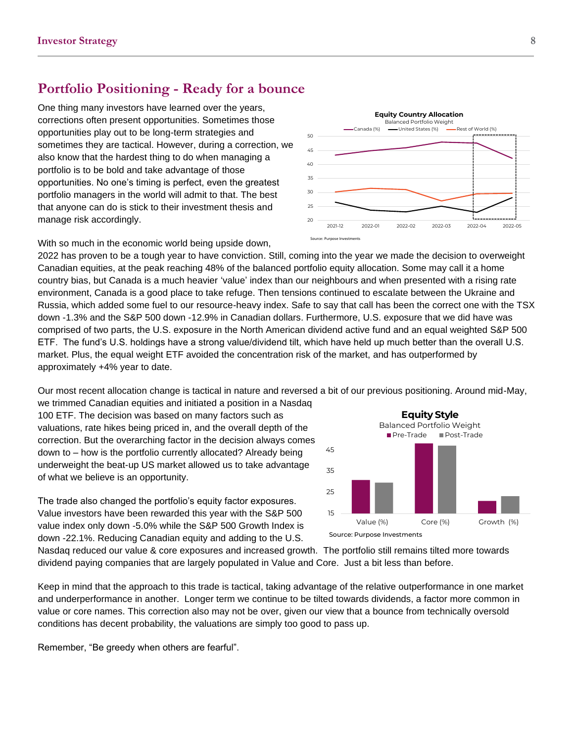## Portfolio Positioning - Ready for a bounce

One thing many investors have learned over the years, corrections often present opportunities. Sometimes those opportunities play out to be long-term strategies and sometimes they are tactical. However, during a correction, we also know that the hardest thing to do when managing a portfolio is to be bold and take advantage of those opportunities. No one's timing is perfect, even the greatest portfolio managers in the world will admit to that. The best that anyone can do is stick to their investment thesis and manage risk accordingly.

**Equity Country Allocation**
Balanced Portfolio Weight

Source: Purpose Investments

With so much in the economic world being upside down, 2022 has proven to be a tough year to have conviction. Still, coming into the year we made the decision to overweight Canadian equities, at the peak reaching 48% of the balanced portfolio equity allocation. Some may call it a home country bias, but Canada is a much heavier 'value' index than our neighbours and when presented with a rising rate environment, Canada is a good place to take refuge. Then tensions continued to escalate between the Ukraine and Russia, which added some fuel to our resource-heavy index. Safe to say that call has been the correct one with the TSX down -1.3% and the S&P 500 down -12.9% in Canadian dollars. Furthermore, U.S. exposure that we did have was comprised of two parts, the U.S. exposure in the North American dividend active fund and an equal weighted S&P 500 ETF. The fund's U.S. holdings have a strong value/dividend tilt, which have held up much better than the overall U.S. market. Plus, the equal weight ETF avoided the concentration risk of the market, and has outperformed by approximately +4% year to date.

Our most recent allocation change is tactical in nature and reversed a bit of our previous positioning. Around mid-May, we trimmed Canadian equities and initiated a position in a Nasdaq 100 ETF. The decision was based on many factors such as valuations, rate hikes being priced in, and the overall depth of the correction. But the overarching factor in the decision always comes down to – how is the portfolio currently allocated? Already being underweight the beat-up US market allowed us to take advantage of what we believe is an opportunity.

**Equity Style**
Balanced Portfolio Weight

Source: Purpose Investments

The trade also changed the portfolio's equity factor exposures. Value investors have been rewarded this year with the S&P 500 value index only down -5.0% while the S&P 500 Growth Index is down -22.1%. Reducing Canadian equity and adding to the U.S. Nasdaq reduced our value & core exposures and increased growth. The portfolio still remains tilted more towards dividend paying companies that are largely populated in Value and Core. Just a bit less than before.

Keep in mind that the approach to this trade is tactical, taking advantage of the relative outperformance in one market and underperformance in another. Longer term we continue to be tilted towards dividends, a factor more common in value or core names. This correction also may not be over, given our view that a bounce from technically oversold conditions has decent probability, the valuations are simply too good to pass up.

Remember, "Be greedy when others are fearful".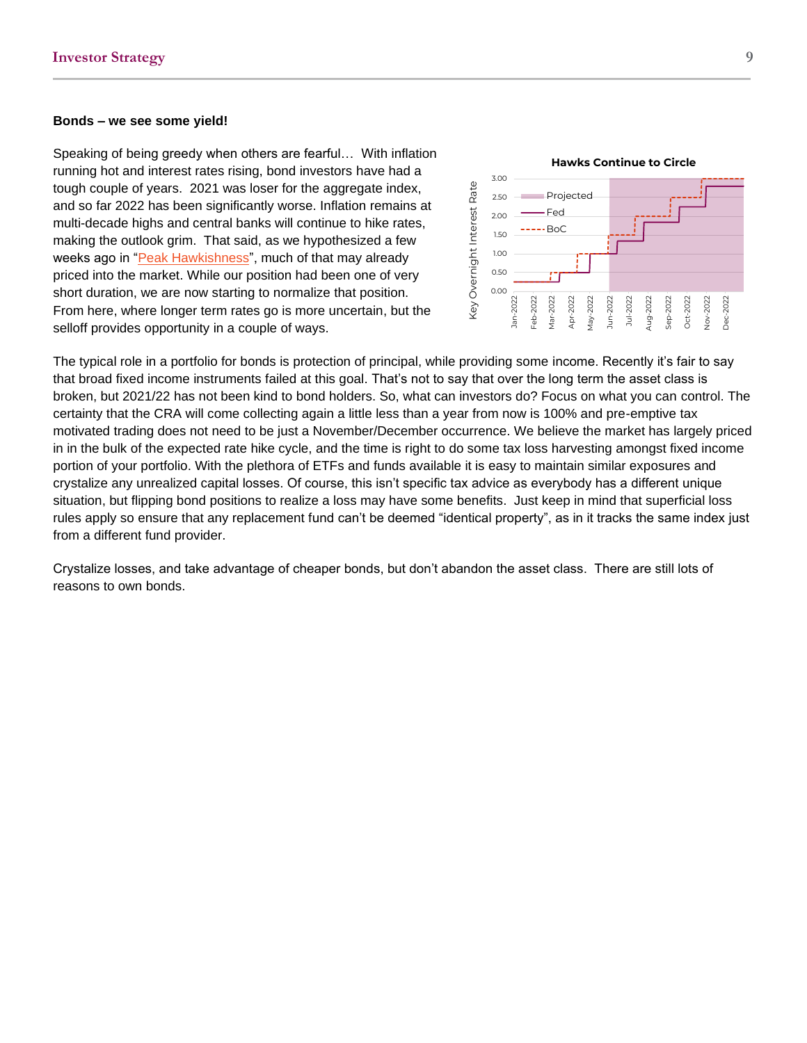**Bonds – we see some yield!**

Speaking of being greedy when others are fearful… With inflation running hot and interest rates rising, bond investors have had a tough couple of years. 2021 was loser for the aggregate index, and so far 2022 has been significantly worse. Inflation remains at multi-decade highs and central banks will continue to hike rates, making the outlook grim. That said, as we hypothesized a few weeks ago in "Peak Hawkishness", much of that may already priced into the market. While our position had been one of very short duration, we are now starting to normalize that position. From here, where longer term rates go is more uncertain, but the selloff provides opportunity in a couple of ways.

The typical role in a portfolio for bonds is protection of principal, while providing some income. Recently it's fair to say that broad fixed income instruments failed at this goal. That's not to say that over the long term the asset class is broken, but 2021/22 has not been kind to bond holders. So, what can investors do? Focus on what you can control. The certainty that the CRA will come collecting again a little less than a year from now is 100% and pre-emptive tax motivated trading does not need to be just a November/December occurrence. We believe the market has largely priced in in the bulk of the expected rate hike cycle, and the time is right to do some tax loss harvesting amongst fixed income portion of your portfolio. With the plethora of ETFs and funds available it is easy to maintain similar exposures and crystalize any unrealized capital losses. Of course, this isn't specific tax advice as everybody has a different unique situation, but flipping bond positions to realize a loss may have some benefits. Just keep in mind that superficial loss rules apply so ensure that any replacement fund can't be deemed "identical property", as in it tracks the same index just from a different fund provider.

Crystalize losses, and take advantage of cheaper bonds, but don't abandon the asset class. There are still lots of reasons to own bonds.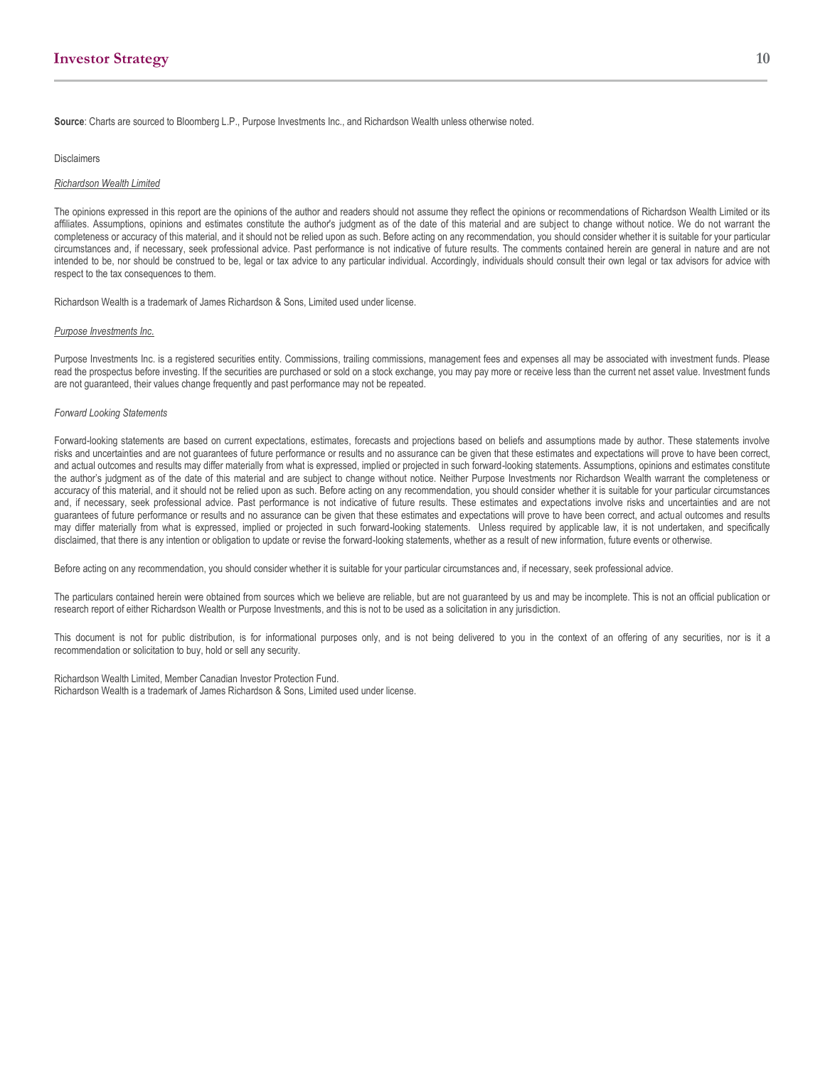**Source**: Charts are sourced to Bloomberg L.P., Purpose Investments Inc., and Richardson Wealth unless otherwise noted.

Disclaimers

*Richardson Wealth Limited*

The opinions expressed in this report are the opinions of the author and readers should not assume they reflect the opinions or recommendations of Richardson Wealth Limited or its affiliates. Assumptions, opinions and estimates constitute the author's judgment as of the date of this material and are subject to change without notice. We do not warrant the completeness or accuracy of this material, and it should not be relied upon as such. Before acting on any recommendation, you should consider whether it is suitable for your particular circumstances and, if necessary, seek professional advice. Past performance is not indicative of future results. The comments contained herein are general in nature and are not intended to be, nor should be construed to be, legal or tax advice to any particular individual. Accordingly, individuals should consult their own legal or tax advisors for advice with respect to the tax consequences to them.

Richardson Wealth is a trademark of James Richardson & Sons, Limited used under license.

*Purpose Investments Inc.*

Purpose Investments Inc. is a registered securities entity. Commissions, trailing commissions, management fees and expenses all may be associated with investment funds. Please read the prospectus before investing. If the securities are purchased or sold on a stock exchange, you may pay more or receive less than the current net asset value. Investment funds are not guaranteed, their values change frequently and past performance may not be repeated.

*Forward Looking Statements*

Forward-looking statements are based on current expectations, estimates, forecasts and projections based on beliefs and assumptions made by author. These statements involve risks and uncertainties and are not guarantees of future performance or results and no assurance can be given that these estimates and expectations will prove to have been correct, and actual outcomes and results may differ materially from what is expressed, implied or projected in such forward-looking statements. Assumptions, opinions and estimates constitute the author's judgment as of the date of this material and are subject to change without notice. Neither Purpose Investments nor Richardson Wealth warrant the completeness or accuracy of this material, and it should not be relied upon as such. Before acting on any recommendation, you should consider whether it is suitable for your particular circumstances and, if necessary, seek professional advice. Past performance is not indicative of future results. These estimates and expectations involve risks and uncertainties and are not guarantees of future performance or results and no assurance can be given that these estimates and expectations will prove to have been correct, and actual outcomes and results may differ materially from what is expressed, implied or projected in such forward-looking statements. Unless required by applicable law, it is not undertaken, and specifically disclaimed, that there is any intention or obligation to update or revise the forward-looking statements, whether as a result of new information, future events or otherwise.

Before acting on any recommendation, you should consider whether it is suitable for your particular circumstances and, if necessary, seek professional advice.

The particulars contained herein were obtained from sources which we believe are reliable, but are not guaranteed by us and may be incomplete. This is not an official publication or research report of either Richardson Wealth or Purpose Investments, and this is not to be used as a solicitation in any jurisdiction.

This document is not for public distribution, is for informational purposes only, and is not being delivered to you in the context of an offering of any securities, nor is it a recommendation or solicitation to buy, hold or sell any security.

Richardson Wealth Limited, Member Canadian Investor Protection Fund.
Richardson Wealth is a trademark of James Richardson & Sons, Limited used under license.